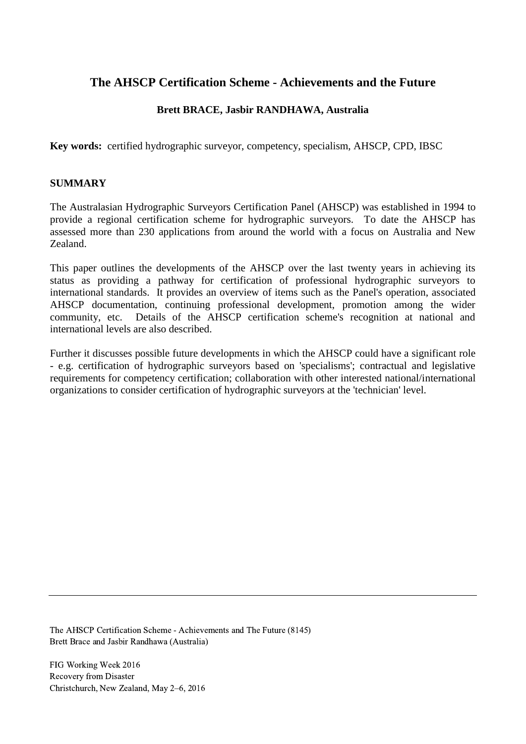# The AHSCP Certification Scheme - Achievements and the Future

**Brett BRACE, Jasbir RANDHAWA, Australia**

**Key words:** certified hydrographic surveyor, competency, specialism, AHSCP, CPD, IBSC

## SUMMARY

The Australasian Hydrographic Surveyors Certification Panel (AHSCP) was established in 1994 to provide a regional certification scheme for hydrographic surveyors. To date the AHSCP has assessed more than 230 applications from around the world with a focus on Australia and New Zealand.

This paper outlines the developments of the AHSCP over the last twenty years in achieving its status as providing a pathway for certification of professional hydrographic surveyors to international standards. It provides an overview of items such as the Panel's operation, associated AHSCP documentation, continuing professional development, promotion among the wider community, etc. Details of the AHSCP certification scheme's recognition at national and international levels are also described.

Further it discusses possible future developments in which the AHSCP could have a significant role - e.g. certification of hydrographic surveyors based on 'specialisms'; contractual and legislative requirements for competency certification; collaboration with other interested national/international organizations to consider certification of hydrographic surveyors at the 'technician' level.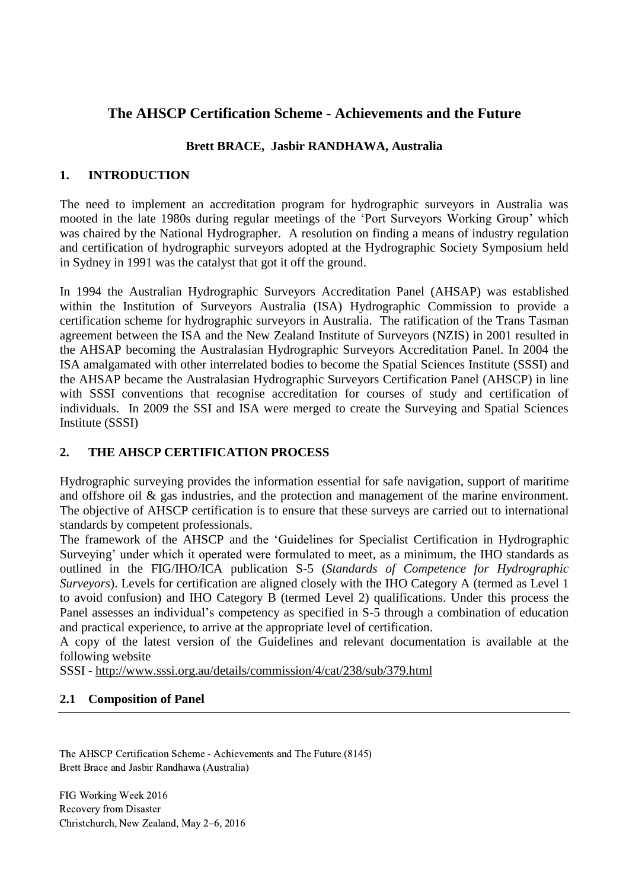# The AHSCP Certification Scheme - Achievements and the Future

**Brett BRACE, Jasbir RANDHAWA, Australia**

## 1. INTRODUCTION

The need to implement an accreditation program for hydrographic surveyors in Australia was mooted in the late 1980s during regular meetings of the 'Port Surveyors Working Group' which was chaired by the National Hydrographer. A resolution on finding a means of industry regulation and certification of hydrographic surveyors adopted at the Hydrographic Society Symposium held in Sydney in 1991 was the catalyst that got it off the ground.

In 1994 the Australian Hydrographic Surveyors Accreditation Panel (AHSAP) was established within the Institution of Surveyors Australia (ISA) Hydrographic Commission to provide a certification scheme for hydrographic surveyors in Australia. The ratification of the Trans Tasman agreement between the ISA and the New Zealand Institute of Surveyors (NZIS) in 2001 resulted in the AHSAP becoming the Australasian Hydrographic Surveyors Accreditation Panel. In 2004 the ISA amalgamated with other interrelated bodies to become the Spatial Sciences Institute (SSSI) and the AHSAP became the Australasian Hydrographic Surveyors Certification Panel (AHSCP) in line with SSSI conventions that recognise accreditation for courses of study and certification of individuals. In 2009 the SSI and ISA were merged to create the Surveying and Spatial Sciences Institute (SSSI)

## 2. THE AHSCP CERTIFICATION PROCESS

Hydrographic surveying provides the information essential for safe navigation, support of maritime and offshore oil & gas industries, and the protection and management of the marine environment. The objective of AHSCP certification is to ensure that these surveys are carried out to international standards by competent professionals.

The framework of the AHSCP and the 'Guidelines for Specialist Certification in Hydrographic Surveying' under which it operated were formulated to meet, as a minimum, the IHO standards as outlined in the FIG/IHO/ICA publication S-5 (*Standards of Competence for Hydrographic Surveyors*). Levels for certification are aligned closely with the IHO Category A (termed as Level 1 to avoid confusion) and IHO Category B (termed Level 2) qualifications. Under this process the Panel assesses an individual's competency as specified in S-5 through a combination of education and practical experience, to arrive at the appropriate level of certification.

A copy of the latest version of the Guidelines and relevant documentation is available at the following website

SSSI - http://www.sssi.org.au/details/commission/4/cat/238/sub/379.html

### 2.1 Composition of Panel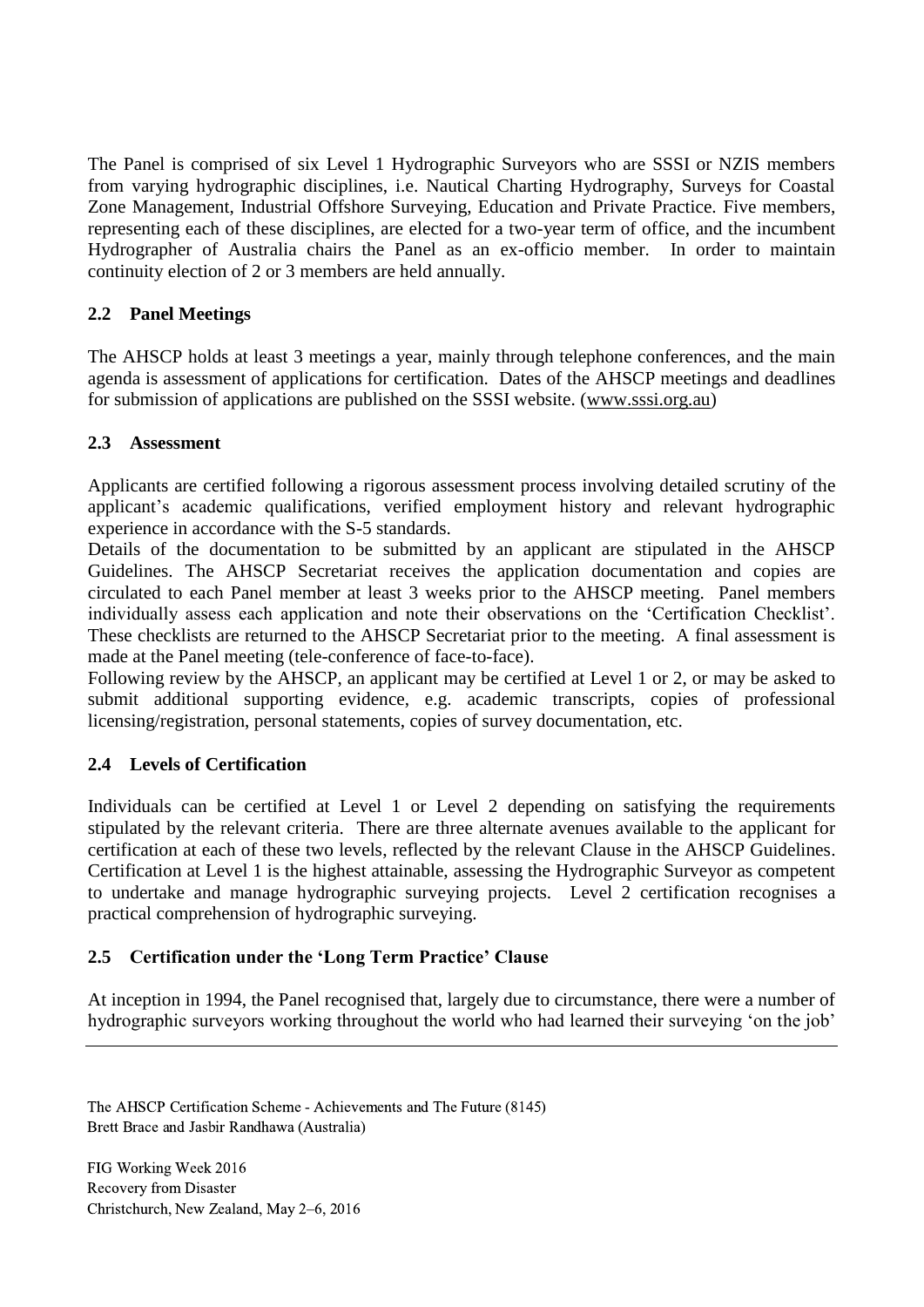The Panel is comprised of six Level 1 Hydrographic Surveyors who are SSSI or NZIS members from varying hydrographic disciplines, i.e. Nautical Charting Hydrography, Surveys for Coastal Zone Management, Industrial Offshore Surveying, Education and Private Practice. Five members, representing each of these disciplines, are elected for a two-year term of office, and the incumbent Hydrographer of Australia chairs the Panel as an ex-officio member. In order to maintain continuity election of 2 or 3 members are held annually.

## 2.2 Panel Meetings

The AHSCP holds at least 3 meetings a year, mainly through telephone conferences, and the main agenda is assessment of applications for certification. Dates of the AHSCP meetings and deadlines for submission of applications are published on the SSSI website. (www.sssi.org.au)

## 2.3 Assessment

Applicants are certified following a rigorous assessment process involving detailed scrutiny of the applicant's academic qualifications, verified employment history and relevant hydrographic experience in accordance with the S-5 standards.

Details of the documentation to be submitted by an applicant are stipulated in the AHSCP Guidelines. The AHSCP Secretariat receives the application documentation and copies are circulated to each Panel member at least 3 weeks prior to the AHSCP meeting. Panel members individually assess each application and note their observations on the 'Certification Checklist'. These checklists are returned to the AHSCP Secretariat prior to the meeting. A final assessment is made at the Panel meeting (tele-conference of face-to-face).

Following review by the AHSCP, an applicant may be certified at Level 1 or 2, or may be asked to submit additional supporting evidence, e.g. academic transcripts, copies of professional licensing/registration, personal statements, copies of survey documentation, etc.

## 2.4 Levels of Certification

Individuals can be certified at Level 1 or Level 2 depending on satisfying the requirements stipulated by the relevant criteria. There are three alternate avenues available to the applicant for certification at each of these two levels, reflected by the relevant Clause in the AHSCP Guidelines. Certification at Level 1 is the highest attainable, assessing the Hydrographic Surveyor as competent to undertake and manage hydrographic surveying projects. Level 2 certification recognises a practical comprehension of hydrographic surveying.

## 2.5 Certification under the 'Long Term Practice' Clause

At inception in 1994, the Panel recognised that, largely due to circumstance, there were a number of hydrographic surveyors working throughout the world who had learned their surveying 'on the job'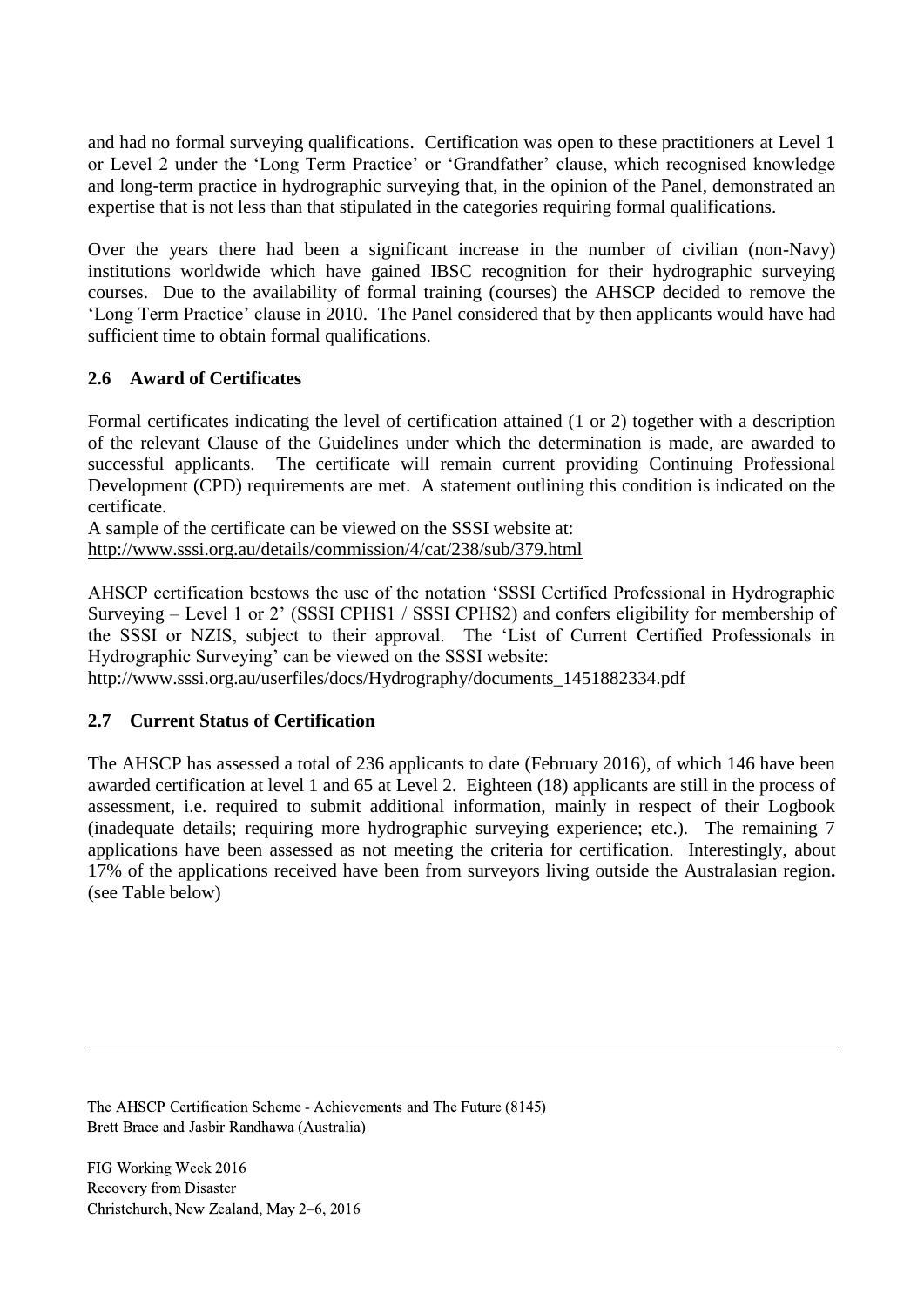and had no formal surveying qualifications. Certification was open to these practitioners at Level 1 or Level 2 under the 'Long Term Practice' or 'Grandfather' clause, which recognised knowledge and long-term practice in hydrographic surveying that, in the opinion of the Panel, demonstrated an expertise that is not less than that stipulated in the categories requiring formal qualifications.

Over the years there had been a significant increase in the number of civilian (non-Navy) institutions worldwide which have gained IBSC recognition for their hydrographic surveying courses. Due to the availability of formal training (courses) the AHSCP decided to remove the 'Long Term Practice' clause in 2010. The Panel considered that by then applicants would have had sufficient time to obtain formal qualifications.

### 2.6 Award of Certificates

Formal certificates indicating the level of certification attained (1 or 2) together with a description of the relevant Clause of the Guidelines under which the determination is made, are awarded to successful applicants. The certificate will remain current providing Continuing Professional Development (CPD) requirements are met. A statement outlining this condition is indicated on the certificate.
A sample of the certificate can be viewed on the SSSI website at:
http://www.sssi.org.au/details/commission/4/cat/238/sub/379.html

AHSCP certification bestows the use of the notation 'SSSI Certified Professional in Hydrographic Surveying – Level 1 or 2' (SSSI CPHS1 / SSSI CPHS2) and confers eligibility for membership of the SSSI or NZIS, subject to their approval. The 'List of Current Certified Professionals in Hydrographic Surveying' can be viewed on the SSSI website:
http://www.sssi.org.au/userfiles/docs/Hydrography/documents_1451882334.pdf

### 2.7 Current Status of Certification

The AHSCP has assessed a total of 236 applicants to date (February 2016), of which 146 have been awarded certification at level 1 and 65 at Level 2. Eighteen (18) applicants are still in the process of assessment, i.e. required to submit additional information, mainly in respect of their Logbook (inadequate details; requiring more hydrographic surveying experience; etc.). The remaining 7 applications have been assessed as not meeting the criteria for certification. Interestingly, about 17% of the applications received have been from surveyors living outside the Australasian region**.** (see Table below)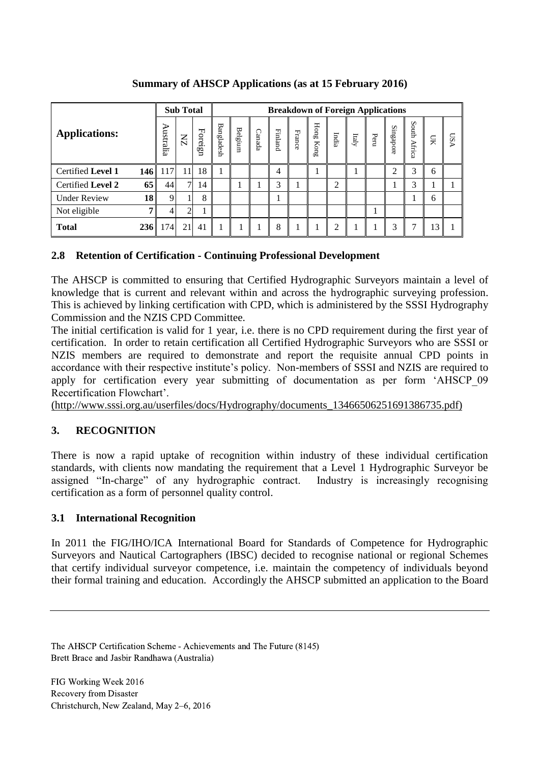**Summary of AHSCP Applications (as at 15 February 2016)**

| Applications: | | Sub Total | | | Breakdown of Foreign Applications | | | | | | | | | | | | |
|---|---|---|---|---|---|---|---|---|---|---|---|---|---|---|---|---|---|
| | | Australia | NZ | Foreign | Bangladesh | Belgium | Canada | Finland | France | Hong Kong | India | Italy | Peru | Singapore | South Africa | UK | USA |
| Certified **Level 1** | **146** | 117 | 11 | 18 | 1 | | | 4 | | 1 | | 1 | | 2 | 3 | 6 | |
| Certified **Level 2** | **65** | 44 | 7 | 14 | | 1 | 1 | 3 | 1 | | 2 | | | 1 | 3 | 1 | 1 |
| Under Review | **18** | 9 | 1 | 8 | | | | 1 | | | | | | | 1 | 6 | |
| Not eligible | **7** | 4 | 2 | 1 | | | | | | | | | 1 | | | | |
| **Total** | **236** | 174 | 21 | 41 | 1 | 1 | 1 | 8 | 1 | 1 | 2 | 1 | 1 | 3 | 7 | 13 | 1 |

### 2.8 Retention of Certification - Continuing Professional Development

The AHSCP is committed to ensuring that Certified Hydrographic Surveyors maintain a level of knowledge that is current and relevant within and across the hydrographic surveying profession. This is achieved by linking certification with CPD, which is administered by the SSSI Hydrography Commission and the NZIS CPD Committee.

The initial certification is valid for 1 year, i.e. there is no CPD requirement during the first year of certification. In order to retain certification all Certified Hydrographic Surveyors who are SSSI or NZIS members are required to demonstrate and report the requisite annual CPD points in accordance with their respective institute's policy. Non-members of SSSI and NZIS are required to apply for certification every year submitting of documentation as per form 'AHSCP_09 Recertification Flowchart'.

(http://www.sssi.org.au/userfiles/docs/Hydrography/documents_13466506251691386735.pdf)

## 3. RECOGNITION

There is now a rapid uptake of recognition within industry of these individual certification standards, with clients now mandating the requirement that a Level 1 Hydrographic Surveyor be assigned "In-charge" of any hydrographic contract. Industry is increasingly recognising certification as a form of personnel quality control.

### 3.1 International Recognition

In 2011 the FIG/IHO/ICA International Board for Standards of Competence for Hydrographic Surveyors and Nautical Cartographers (IBSC) decided to recognise national or regional Schemes that certify individual surveyor competence, i.e. maintain the competency of individuals beyond their formal training and education. Accordingly the AHSCP submitted an application to the Board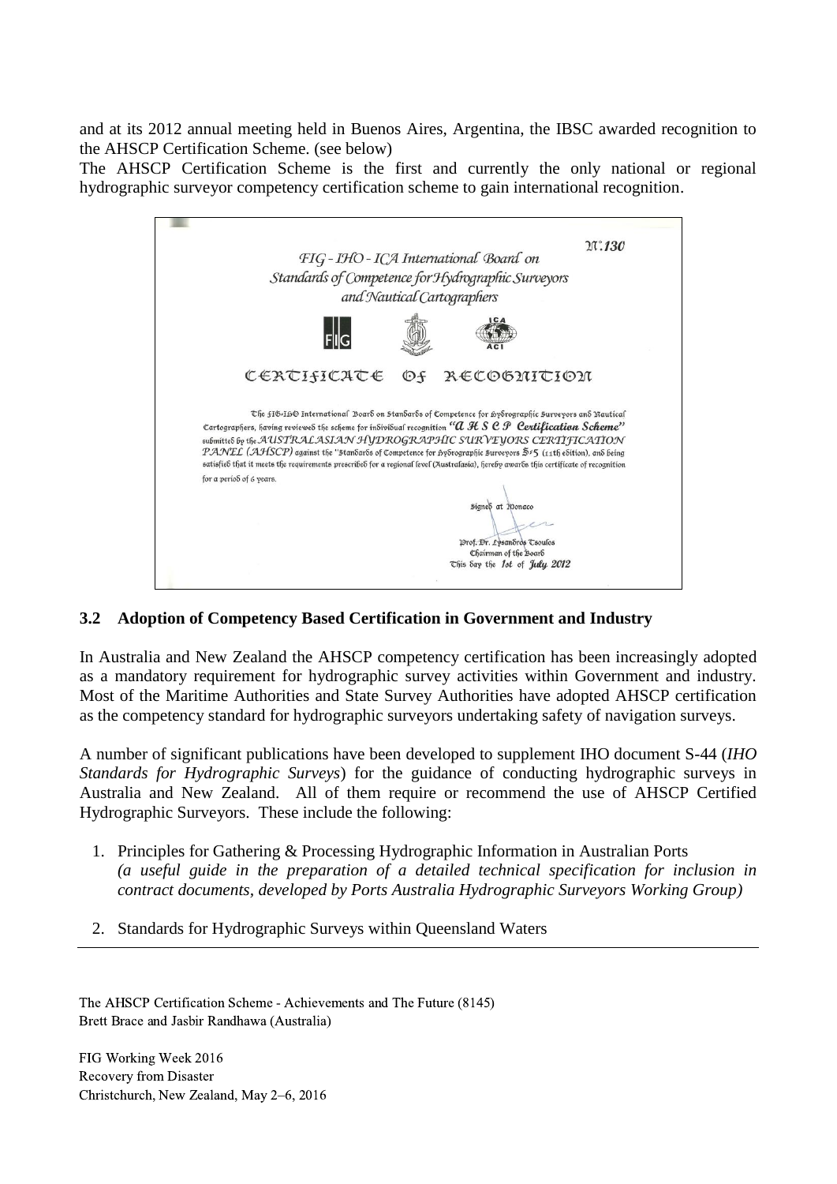and at its 2012 annual meeting held in Buenos Aires, Argentina, the IBSC awarded recognition to the AHSCP Certification Scheme. (see below)

The AHSCP Certification Scheme is the first and currently the only national or regional hydrographic surveyor competency certification scheme to gain international recognition.

N.130

FIG - IHO - ICA International Board on Standards of Competence for Hydrographic Surveyors and Nautical Cartographers

CERTIFICATE OF RECOGNITION

The FIG-IHO International Board on Standards of Competence for Hydrographic Surveyors and Nautical Cartographers, having reviewed the scheme for individual recognition *"A H S C P Certification Scheme"* submitted by the *AUSTRALASIAN HYDROGRAPHIC SURVEYORS CERTIFICATION PANEL (AHSCP)* against the "Standards of Competence for Hydrographic Surveyors S-5 (11th edition), and being satisfied that it meets the requirements prescribed for a regional level (Australasia), hereby awards this certificate of recognition for a period of 6 years.

Signed at Monaco

Prof. Dr. Lysandros Tsoulos
Chairman of the Board
This day the *1st* of *July 2012*

### 3.2 Adoption of Competency Based Certification in Government and Industry

In Australia and New Zealand the AHSCP competency certification has been increasingly adopted as a mandatory requirement for hydrographic survey activities within Government and industry. Most of the Maritime Authorities and State Survey Authorities have adopted AHSCP certification as the competency standard for hydrographic surveyors undertaking safety of navigation surveys.

A number of significant publications have been developed to supplement IHO document S-44 (*IHO Standards for Hydrographic Surveys*) for the guidance of conducting hydrographic surveys in Australia and New Zealand. All of them require or recommend the use of AHSCP Certified Hydrographic Surveyors. These include the following:

1. Principles for Gathering & Processing Hydrographic Information in Australian Ports
   *(a useful guide in the preparation of a detailed technical specification for inclusion in contract documents, developed by Ports Australia Hydrographic Surveyors Working Group)*
2. Standards for Hydrographic Surveys within Queensland Waters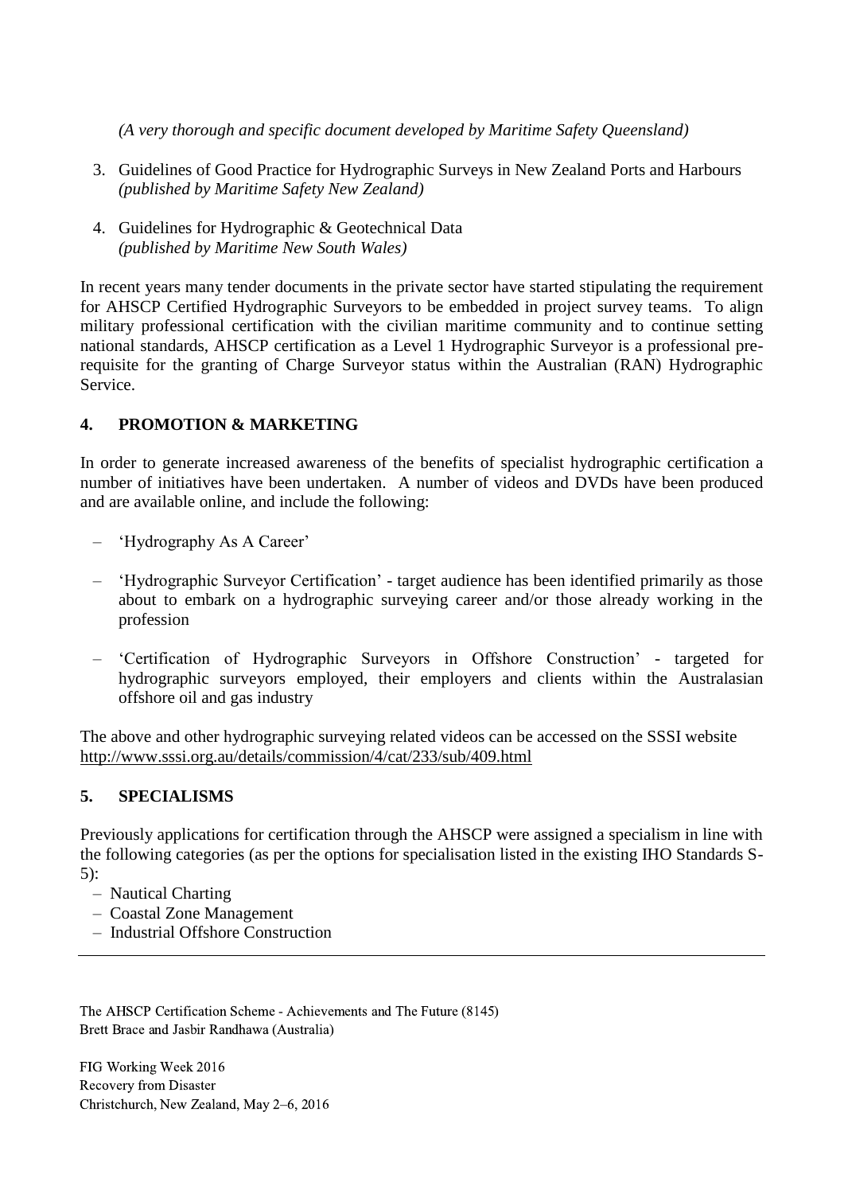*(A very thorough and specific document developed by Maritime Safety Queensland)*

3. Guidelines of Good Practice for Hydrographic Surveys in New Zealand Ports and Harbours *(published by Maritime Safety New Zealand)*

4. Guidelines for Hydrographic & Geotechnical Data *(published by Maritime New South Wales)*

In recent years many tender documents in the private sector have started stipulating the requirement for AHSCP Certified Hydrographic Surveyors to be embedded in project survey teams. To align military professional certification with the civilian maritime community and to continue setting national standards, AHSCP certification as a Level 1 Hydrographic Surveyor is a professional pre-requisite for the granting of Charge Surveyor status within the Australian (RAN) Hydrographic Service.

## 4. PROMOTION & MARKETING

In order to generate increased awareness of the benefits of specialist hydrographic certification a number of initiatives have been undertaken. A number of videos and DVDs have been produced and are available online, and include the following:

- 'Hydrography As A Career'
- 'Hydrographic Surveyor Certification' - target audience has been identified primarily as those about to embark on a hydrographic surveying career and/or those already working in the profession
- 'Certification of Hydrographic Surveyors in Offshore Construction' - targeted for hydrographic surveyors employed, their employers and clients within the Australasian offshore oil and gas industry

The above and other hydrographic surveying related videos can be accessed on the SSSI website http://www.sssi.org.au/details/commission/4/cat/233/sub/409.html

## 5. SPECIALISMS

Previously applications for certification through the AHSCP were assigned a specialism in line with the following categories (as per the options for specialisation listed in the existing IHO Standards S-5):

- Nautical Charting
- Coastal Zone Management
- Industrial Offshore Construction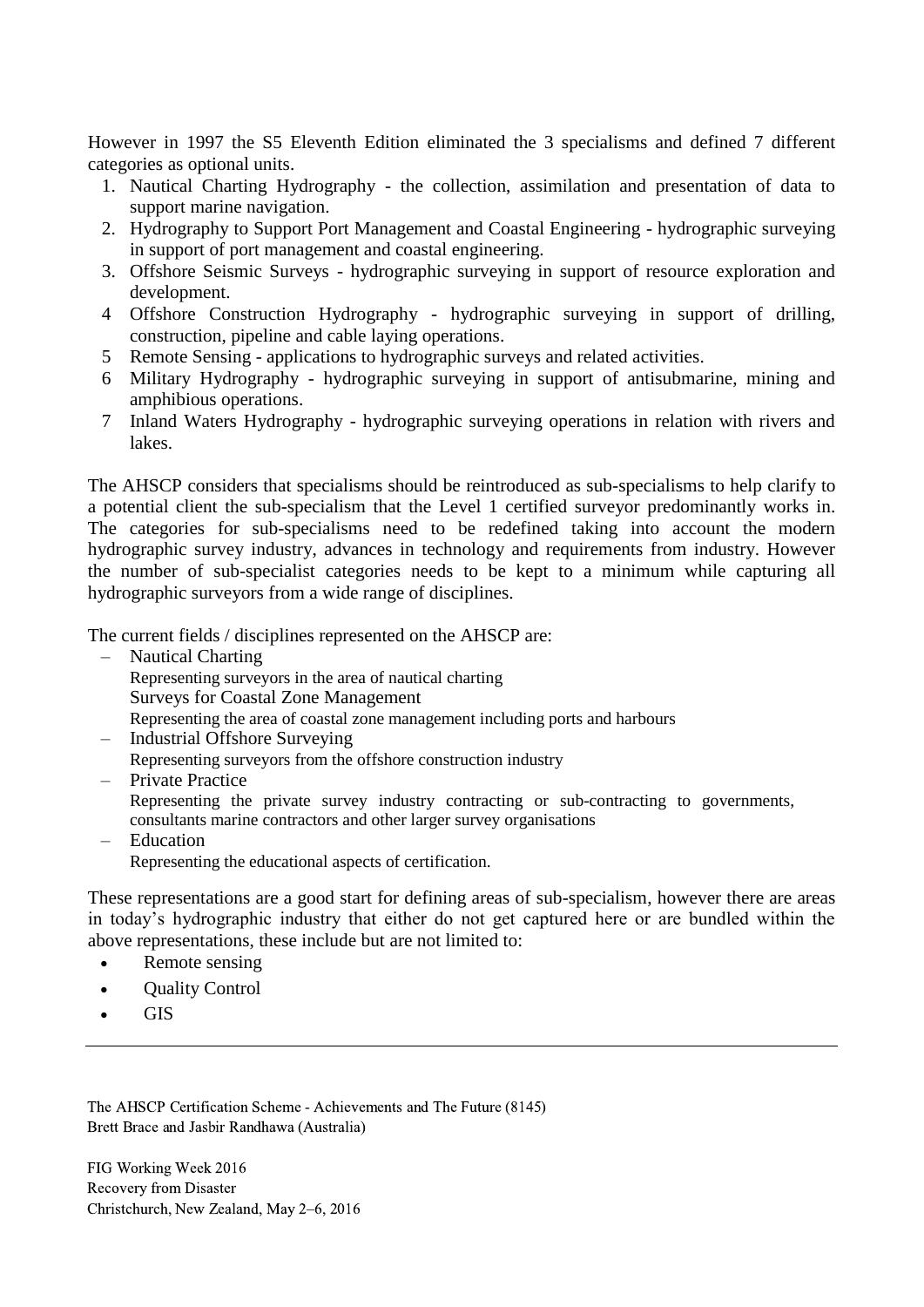However in 1997 the S5 Eleventh Edition eliminated the 3 specialisms and defined 7 different categories as optional units.

1. Nautical Charting Hydrography - the collection, assimilation and presentation of data to support marine navigation.
2. Hydrography to Support Port Management and Coastal Engineering - hydrographic surveying in support of port management and coastal engineering.
3. Offshore Seismic Surveys - hydrographic surveying in support of resource exploration and development.
4. Offshore Construction Hydrography - hydrographic surveying in support of drilling, construction, pipeline and cable laying operations.
5. Remote Sensing - applications to hydrographic surveys and related activities.
6. Military Hydrography - hydrographic surveying in support of antisubmarine, mining and amphibious operations.
7. Inland Waters Hydrography - hydrographic surveying operations in relation with rivers and lakes.

The AHSCP considers that specialisms should be reintroduced as sub-specialisms to help clarify to a potential client the sub-specialism that the Level 1 certified surveyor predominantly works in. The categories for sub-specialisms need to be redefined taking into account the modern hydrographic survey industry, advances in technology and requirements from industry. However the number of sub-specialist categories needs to be kept to a minimum while capturing all hydrographic surveyors from a wide range of disciplines.

The current fields / disciplines represented on the AHSCP are:

- Nautical Charting
  Representing surveyors in the area of nautical charting
  Surveys for Coastal Zone Management
  Representing the area of coastal zone management including ports and harbours
- Industrial Offshore Surveying
  Representing surveyors from the offshore construction industry
- Private Practice
  Representing the private survey industry contracting or sub-contracting to governments, consultants marine contractors and other larger survey organisations
- Education
  Representing the educational aspects of certification.

These representations are a good start for defining areas of sub-specialism, however there are areas in today's hydrographic industry that either do not get captured here or are bundled within the above representations, these include but are not limited to:

- Remote sensing
- Quality Control
- GIS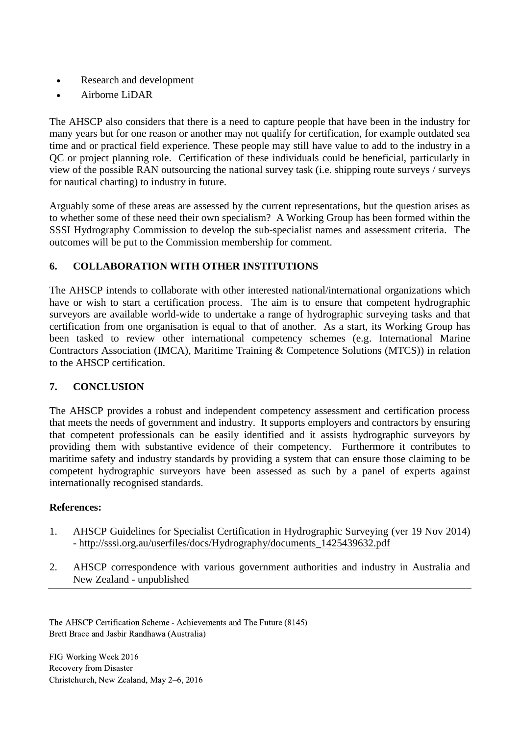- Research and development
- Airborne LiDAR

The AHSCP also considers that there is a need to capture people that have been in the industry for many years but for one reason or another may not qualify for certification, for example outdated sea time and or practical field experience. These people may still have value to add to the industry in a QC or project planning role. Certification of these individuals could be beneficial, particularly in view of the possible RAN outsourcing the national survey task (i.e. shipping route surveys / surveys for nautical charting) to industry in future.

Arguably some of these areas are assessed by the current representations, but the question arises as to whether some of these need their own specialism? A Working Group has been formed within the SSSI Hydrography Commission to develop the sub-specialist names and assessment criteria. The outcomes will be put to the Commission membership for comment.

## 6. COLLABORATION WITH OTHER INSTITUTIONS

The AHSCP intends to collaborate with other interested national/international organizations which have or wish to start a certification process. The aim is to ensure that competent hydrographic surveyors are available world-wide to undertake a range of hydrographic surveying tasks and that certification from one organisation is equal to that of another. As a start, its Working Group has been tasked to review other international competency schemes (e.g. International Marine Contractors Association (IMCA), Maritime Training & Competence Solutions (MTCS)) in relation to the AHSCP certification.

## 7. CONCLUSION

The AHSCP provides a robust and independent competency assessment and certification process that meets the needs of government and industry. It supports employers and contractors by ensuring that competent professionals can be easily identified and it assists hydrographic surveyors by providing them with substantive evidence of their competency. Furthermore it contributes to maritime safety and industry standards by providing a system that can ensure those claiming to be competent hydrographic surveyors have been assessed as such by a panel of experts against internationally recognised standards.

**References:**

1. AHSCP Guidelines for Specialist Certification in Hydrographic Surveying (ver 19 Nov 2014) - http://sssi.org.au/userfiles/docs/Hydrography/documents_1425439632.pdf
2. AHSCP correspondence with various government authorities and industry in Australia and New Zealand - unpublished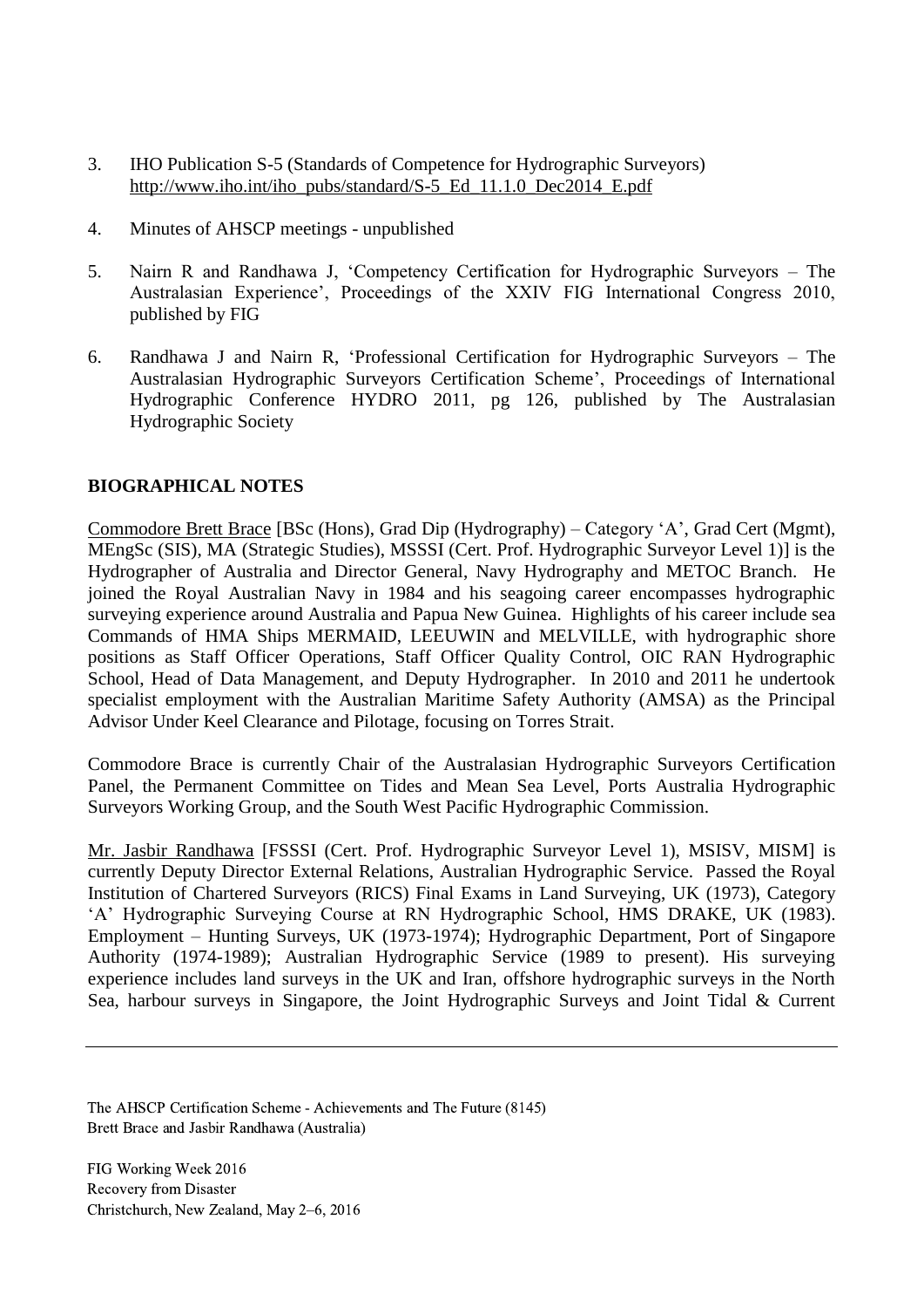3. IHO Publication S-5 (Standards of Competence for Hydrographic Surveyors) http://www.iho.int/iho_pubs/standard/S-5_Ed_11.1.0_Dec2014_E.pdf

4. Minutes of AHSCP meetings - unpublished

5. Nairn R and Randhawa J, 'Competency Certification for Hydrographic Surveyors – The Australasian Experience', Proceedings of the XXIV FIG International Congress 2010, published by FIG

6. Randhawa J and Nairn R, 'Professional Certification for Hydrographic Surveyors – The Australasian Hydrographic Surveyors Certification Scheme', Proceedings of International Hydrographic Conference HYDRO 2011, pg 126, published by The Australasian Hydrographic Society

## BIOGRAPHICAL NOTES

Commodore Brett Brace [BSc (Hons), Grad Dip (Hydrography) – Category 'A', Grad Cert (Mgmt), MEngSc (SIS), MA (Strategic Studies), MSSSI (Cert. Prof. Hydrographic Surveyor Level 1)] is the Hydrographer of Australia and Director General, Navy Hydrography and METOC Branch. He joined the Royal Australian Navy in 1984 and his seagoing career encompasses hydrographic surveying experience around Australia and Papua New Guinea. Highlights of his career include sea Commands of HMA Ships MERMAID, LEEUWIN and MELVILLE, with hydrographic shore positions as Staff Officer Operations, Staff Officer Quality Control, OIC RAN Hydrographic School, Head of Data Management, and Deputy Hydrographer. In 2010 and 2011 he undertook specialist employment with the Australian Maritime Safety Authority (AMSA) as the Principal Advisor Under Keel Clearance and Pilotage, focusing on Torres Strait.

Commodore Brace is currently Chair of the Australasian Hydrographic Surveyors Certification Panel, the Permanent Committee on Tides and Mean Sea Level, Ports Australia Hydrographic Surveyors Working Group, and the South West Pacific Hydrographic Commission.

Mr. Jasbir Randhawa [FSSSI (Cert. Prof. Hydrographic Surveyor Level 1), MSISV, MISM] is currently Deputy Director External Relations, Australian Hydrographic Service. Passed the Royal Institution of Chartered Surveyors (RICS) Final Exams in Land Surveying, UK (1973), Category 'A' Hydrographic Surveying Course at RN Hydrographic School, HMS DRAKE, UK (1983). Employment – Hunting Surveys, UK (1973-1974); Hydrographic Department, Port of Singapore Authority (1974-1989); Australian Hydrographic Service (1989 to present). His surveying experience includes land surveys in the UK and Iran, offshore hydrographic surveys in the North Sea, harbour surveys in Singapore, the Joint Hydrographic Surveys and Joint Tidal & Current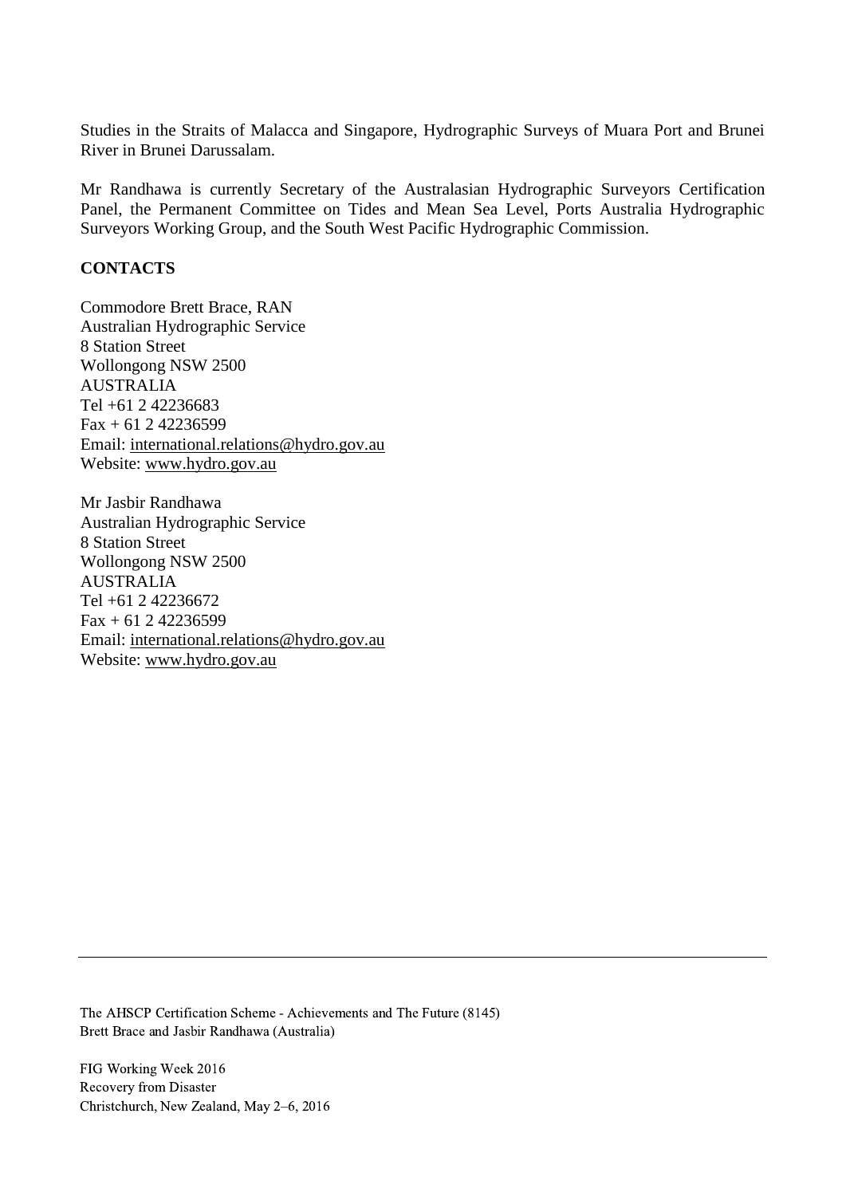Studies in the Straits of Malacca and Singapore, Hydrographic Surveys of Muara Port and Brunei River in Brunei Darussalam.

Mr Randhawa is currently Secretary of the Australasian Hydrographic Surveyors Certification Panel, the Permanent Committee on Tides and Mean Sea Level, Ports Australia Hydrographic Surveyors Working Group, and the South West Pacific Hydrographic Commission.

**CONTACTS**

Commodore Brett Brace, RAN
Australian Hydrographic Service
8 Station Street
Wollongong NSW 2500
AUSTRALIA
Tel +61 2 42236683
Fax + 61 2 42236599
Email: international.relations@hydro.gov.au
Website: www.hydro.gov.au

Mr Jasbir Randhawa
Australian Hydrographic Service
8 Station Street
Wollongong NSW 2500
AUSTRALIA
Tel +61 2 42236672
Fax + 61 2 42236599
Email: international.relations@hydro.gov.au
Website: www.hydro.gov.au